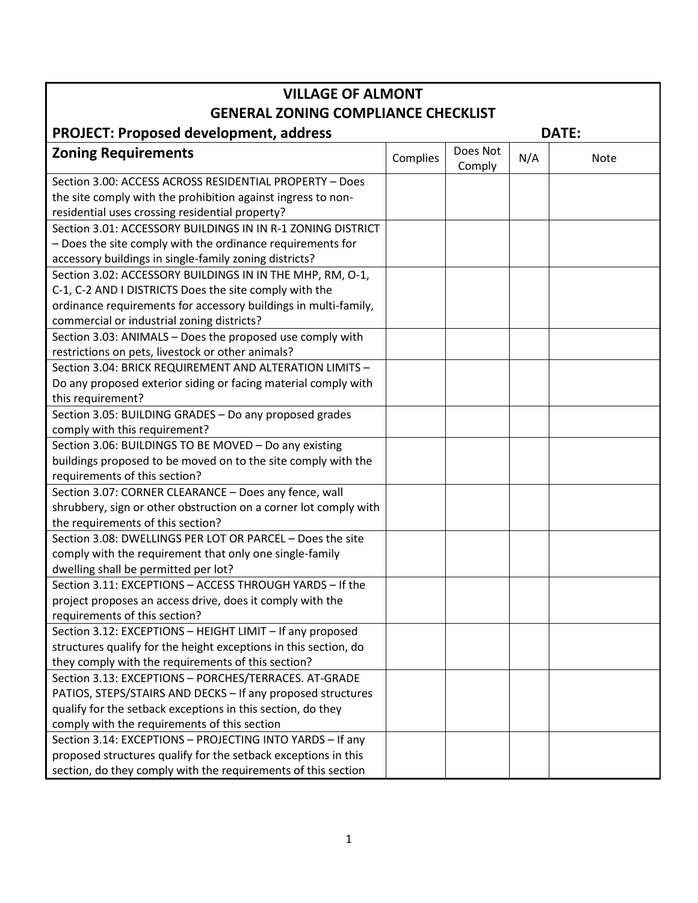# VILLAGE OF ALMONT

## GENERAL ZONING COMPLIANCE CHECKLIST

**PROJECT: Proposed development, address** **DATE:**

| Zoning Requirements | Complies | Does Not Comply | N/A | Note |
|---|---|---|---|---|
| Section 3.00: ACCESS ACROSS RESIDENTIAL PROPERTY – Does the site comply with the prohibition against ingress to non-residential uses crossing residential property? | | | | |
| Section 3.01: ACCESSORY BUILDINGS IN IN R-1 ZONING DISTRICT – Does the site comply with the ordinance requirements for accessory buildings in single-family zoning districts? | | | | |
| Section 3.02: ACCESSORY BUILDINGS IN IN THE MHP, RM, O-1, C-1, C-2 AND I DISTRICTS Does the site comply with the ordinance requirements for accessory buildings in multi-family, commercial or industrial zoning districts? | | | | |
| Section 3.03: ANIMALS – Does the proposed use comply with restrictions on pets, livestock or other animals? | | | | |
| Section 3.04: BRICK REQUIREMENT AND ALTERATION LIMITS – Do any proposed exterior siding or facing material comply with this requirement? | | | | |
| Section 3.05: BUILDING GRADES – Do any proposed grades comply with this requirement? | | | | |
| Section 3.06: BUILDINGS TO BE MOVED – Do any existing buildings proposed to be moved on to the site comply with the requirements of this section? | | | | |
| Section 3.07: CORNER CLEARANCE – Does any fence, wall shrubbery, sign or other obstruction on a corner lot comply with the requirements of this section? | | | | |
| Section 3.08: DWELLINGS PER LOT OR PARCEL – Does the site comply with the requirement that only one single-family dwelling shall be permitted per lot? | | | | |
| Section 3.11: EXCEPTIONS – ACCESS THROUGH YARDS – If the project proposes an access drive, does it comply with the requirements of this section? | | | | |
| Section 3.12: EXCEPTIONS – HEIGHT LIMIT – If any proposed structures qualify for the height exceptions in this section, do they comply with the requirements of this section? | | | | |
| Section 3.13: EXCEPTIONS – PORCHES/TERRACES. AT-GRADE PATIOS, STEPS/STAIRS AND DECKS – If any proposed structures qualify for the setback exceptions in this section, do they comply with the requirements of this section | | | | |
| Section 3.14: EXCEPTIONS – PROJECTING INTO YARDS – If any proposed structures qualify for the setback exceptions in this section, do they comply with the requirements of this section | | | | |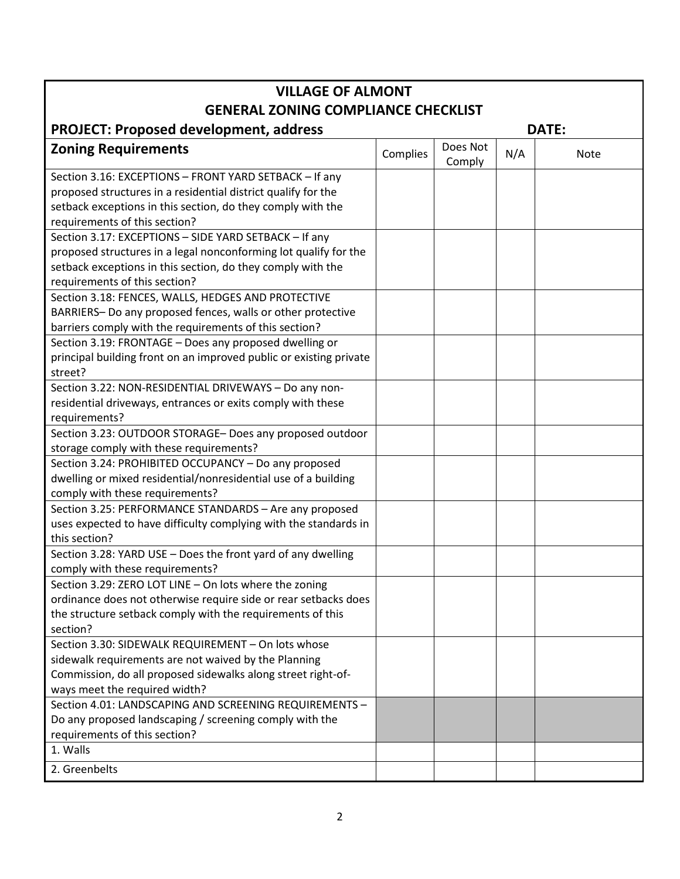# VILLAGE OF ALMONT
## GENERAL ZONING COMPLIANCE CHECKLIST

**PROJECT: Proposed development, address** **DATE:**

| Zoning Requirements | Complies | Does Not Comply | N/A | Note |
|---|---|---|---|---|
| Section 3.16: EXCEPTIONS – FRONT YARD SETBACK – If any proposed structures in a residential district qualify for the setback exceptions in this section, do they comply with the requirements of this section? | | | | |
| Section 3.17: EXCEPTIONS – SIDE YARD SETBACK – If any proposed structures in a legal nonconforming lot qualify for the setback exceptions in this section, do they comply with the requirements of this section? | | | | |
| Section 3.18: FENCES, WALLS, HEDGES AND PROTECTIVE BARRIERS– Do any proposed fences, walls or other protective barriers comply with the requirements of this section? | | | | |
| Section 3.19: FRONTAGE – Does any proposed dwelling or principal building front on an improved public or existing private street? | | | | |
| Section 3.22: NON-RESIDENTIAL DRIVEWAYS – Do any non-residential driveways, entrances or exits comply with these requirements? | | | | |
| Section 3.23: OUTDOOR STORAGE– Does any proposed outdoor storage comply with these requirements? | | | | |
| Section 3.24: PROHIBITED OCCUPANCY – Do any proposed dwelling or mixed residential/nonresidential use of a building comply with these requirements? | | | | |
| Section 3.25: PERFORMANCE STANDARDS – Are any proposed uses expected to have difficulty complying with the standards in this section? | | | | |
| Section 3.28: YARD USE – Does the front yard of any dwelling comply with these requirements? | | | | |
| Section 3.29: ZERO LOT LINE – On lots where the zoning ordinance does not otherwise require side or rear setbacks does the structure setback comply with the requirements of this section? | | | | |
| Section 3.30: SIDEWALK REQUIREMENT – On lots whose sidewalk requirements are not waived by the Planning Commission, do all proposed sidewalks along street right-of-ways meet the required width? | | | | |
| Section 4.01: LANDSCAPING AND SCREENING REQUIREMENTS – Do any proposed landscaping / screening comply with the requirements of this section? | | | | |
| 1. Walls | | | | |
| 2. Greenbelts | | | | |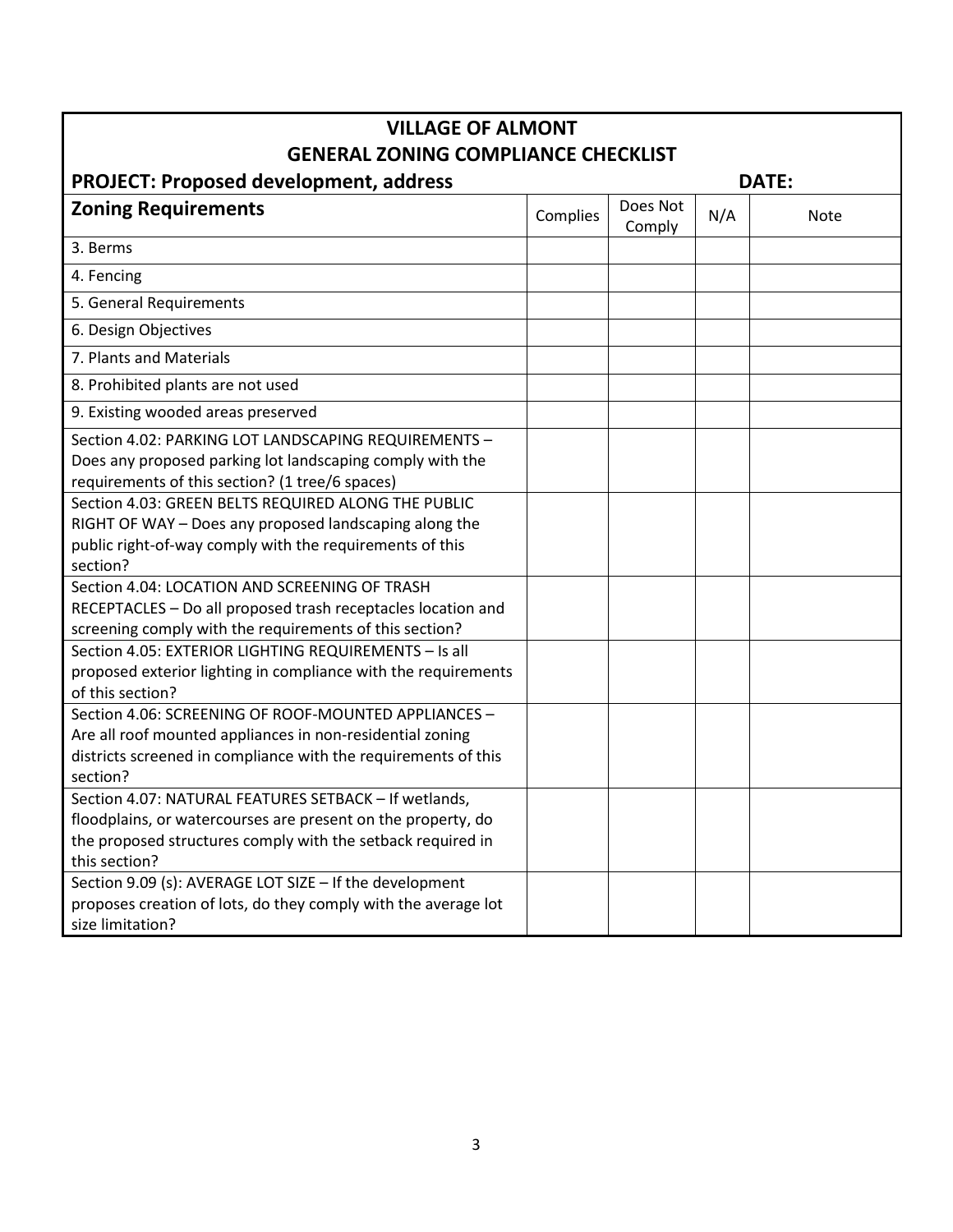## VILLAGE OF ALMONT
## GENERAL ZONING COMPLIANCE CHECKLIST

**PROJECT: Proposed development, address** **DATE:**

| Zoning Requirements | Complies | Does Not Comply | N/A | Note |
|---|---|---|---|---|
| 3. Berms | | | | |
| 4. Fencing | | | | |
| 5. General Requirements | | | | |
| 6. Design Objectives | | | | |
| 7. Plants and Materials | | | | |
| 8. Prohibited plants are not used | | | | |
| 9. Existing wooded areas preserved | | | | |
| Section 4.02: PARKING LOT LANDSCAPING REQUIREMENTS – Does any proposed parking lot landscaping comply with the requirements of this section? (1 tree/6 spaces) | | | | |
| Section 4.03: GREEN BELTS REQUIRED ALONG THE PUBLIC RIGHT OF WAY – Does any proposed landscaping along the public right-of-way comply with the requirements of this section? | | | | |
| Section 4.04: LOCATION AND SCREENING OF TRASH RECEPTACLES – Do all proposed trash receptacles location and screening comply with the requirements of this section? | | | | |
| Section 4.05: EXTERIOR LIGHTING REQUIREMENTS – Is all proposed exterior lighting in compliance with the requirements of this section? | | | | |
| Section 4.06: SCREENING OF ROOF-MOUNTED APPLIANCES – Are all roof mounted appliances in non-residential zoning districts screened in compliance with the requirements of this section? | | | | |
| Section 4.07: NATURAL FEATURES SETBACK – If wetlands, floodplains, or watercourses are present on the property, do the proposed structures comply with the setback required in this section? | | | | |
| Section 9.09 (s): AVERAGE LOT SIZE – If the development proposes creation of lots, do they comply with the average lot size limitation? | | | | |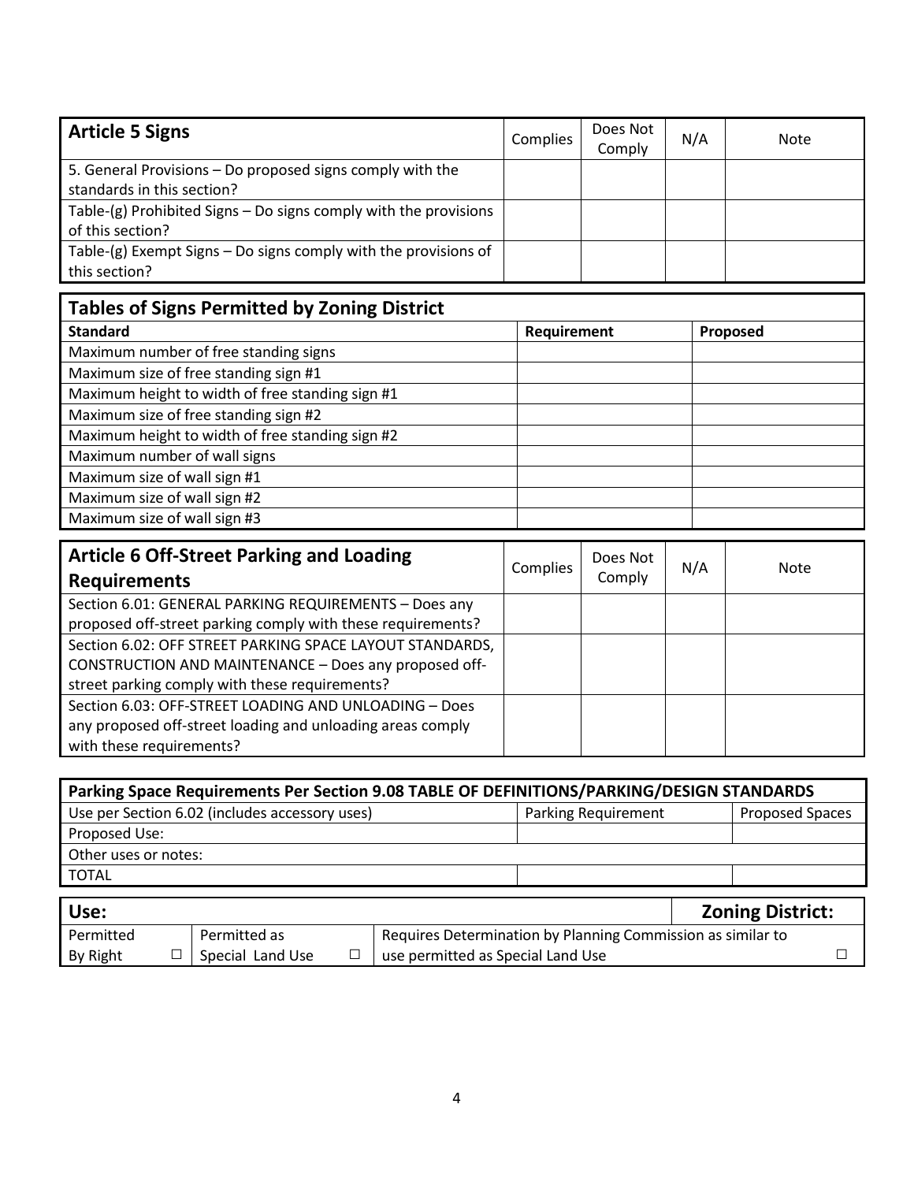| Article 5 Signs | Complies | Does Not Comply | N/A | Note |
|---|---|---|---|---|
| 5. General Provisions – Do proposed signs comply with the standards in this section? | | | | |
| Table-(g) Prohibited Signs – Do signs comply with the provisions of this section? | | | | |
| Table-(g) Exempt Signs – Do signs comply with the provisions of this section? | | | | |

| Tables of Signs Permitted by Zoning District | | |
|---|---|---|
| **Standard** | **Requirement** | **Proposed** |
| Maximum number of free standing signs | | |
| Maximum size of free standing sign #1 | | |
| Maximum height to width of free standing sign #1 | | |
| Maximum size of free standing sign #2 | | |
| Maximum height to width of free standing sign #2 | | |
| Maximum number of wall signs | | |
| Maximum size of wall sign #1 | | |
| Maximum size of wall sign #2 | | |
| Maximum size of wall sign #3 | | |

| Article 6 Off-Street Parking and Loading Requirements | Complies | Does Not Comply | N/A | Note |
|---|---|---|---|---|
| Section 6.01: GENERAL PARKING REQUIREMENTS – Does any proposed off-street parking comply with these requirements? | | | | |
| Section 6.02: OFF STREET PARKING SPACE LAYOUT STANDARDS, CONSTRUCTION AND MAINTENANCE – Does any proposed off-street parking comply with these requirements? | | | | |
| Section 6.03: OFF-STREET LOADING AND UNLOADING – Does any proposed off-street loading and unloading areas comply with these requirements? | | | | |

| Parking Space Requirements Per Section 9.08 TABLE OF DEFINITIONS/PARKING/DESIGN STANDARDS | | |
|---|---|---|
| Use per Section 6.02 (includes accessory uses) | Parking Requirement | Proposed Spaces |
| Proposed Use: | | |
| Other uses or notes: | | |
| TOTAL | | |

| Use: | | | | | Zoning District: |
|---|---|---|---|---|---|
| Permitted By Right | ☐ | Permitted as Special Land Use | ☐ | Requires Determination by Planning Commission as similar to use permitted as Special Land Use | ☐ |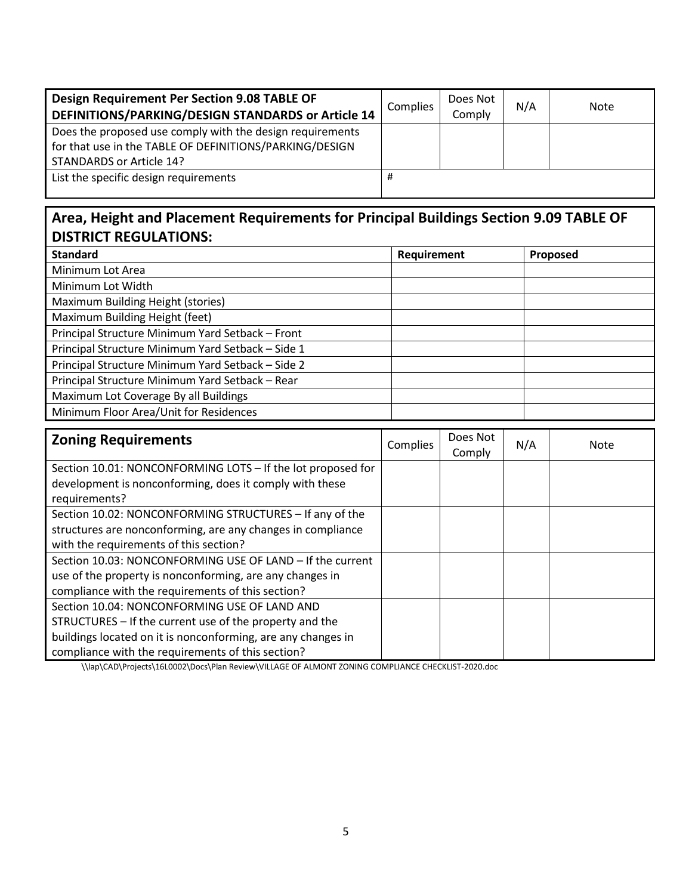| Design Requirement Per Section 9.08 TABLE OF DEFINITIONS/PARKING/DESIGN STANDARDS or Article 14 | Complies | Does Not Comply | N/A | Note |
|---|---|---|---|---|
| Does the proposed use comply with the design requirements for that use in the TABLE OF DEFINITIONS/PARKING/DESIGN STANDARDS or Article 14? | | | | |
| List the specific design requirements | # | | | |

## Area, Height and Placement Requirements for Principal Buildings Section 9.09 TABLE OF DISTRICT REGULATIONS:

| Standard | Requirement | Proposed |
|---|---|---|
| Minimum Lot Area | | |
| Minimum Lot Width | | |
| Maximum Building Height (stories) | | |
| Maximum Building Height (feet) | | |
| Principal Structure Minimum Yard Setback – Front | | |
| Principal Structure Minimum Yard Setback – Side 1 | | |
| Principal Structure Minimum Yard Setback – Side 2 | | |
| Principal Structure Minimum Yard Setback – Rear | | |
| Maximum Lot Coverage By all Buildings | | |
| Minimum Floor Area/Unit for Residences | | |

| Zoning Requirements | Complies | Does Not Comply | N/A | Note |
|---|---|---|---|---|
| Section 10.01: NONCONFORMING LOTS – If the lot proposed for development is nonconforming, does it comply with these requirements? | | | | |
| Section 10.02: NONCONFORMING STRUCTURES – If any of the structures are nonconforming, are any changes in compliance with the requirements of this section? | | | | |
| Section 10.03: NONCONFORMING USE OF LAND – If the current use of the property is nonconforming, are any changes in compliance with the requirements of this section? | | | | |
| Section 10.04: NONCONFORMING USE OF LAND AND STRUCTURES – If the current use of the property and the buildings located on it is nonconforming, are any changes in compliance with the requirements of this section? | | | | |

\\lap\CAD\Projects\16L0002\Docs\Plan Review\VILLAGE OF ALMONT ZONING COMPLIANCE CHECKLIST-2020.doc